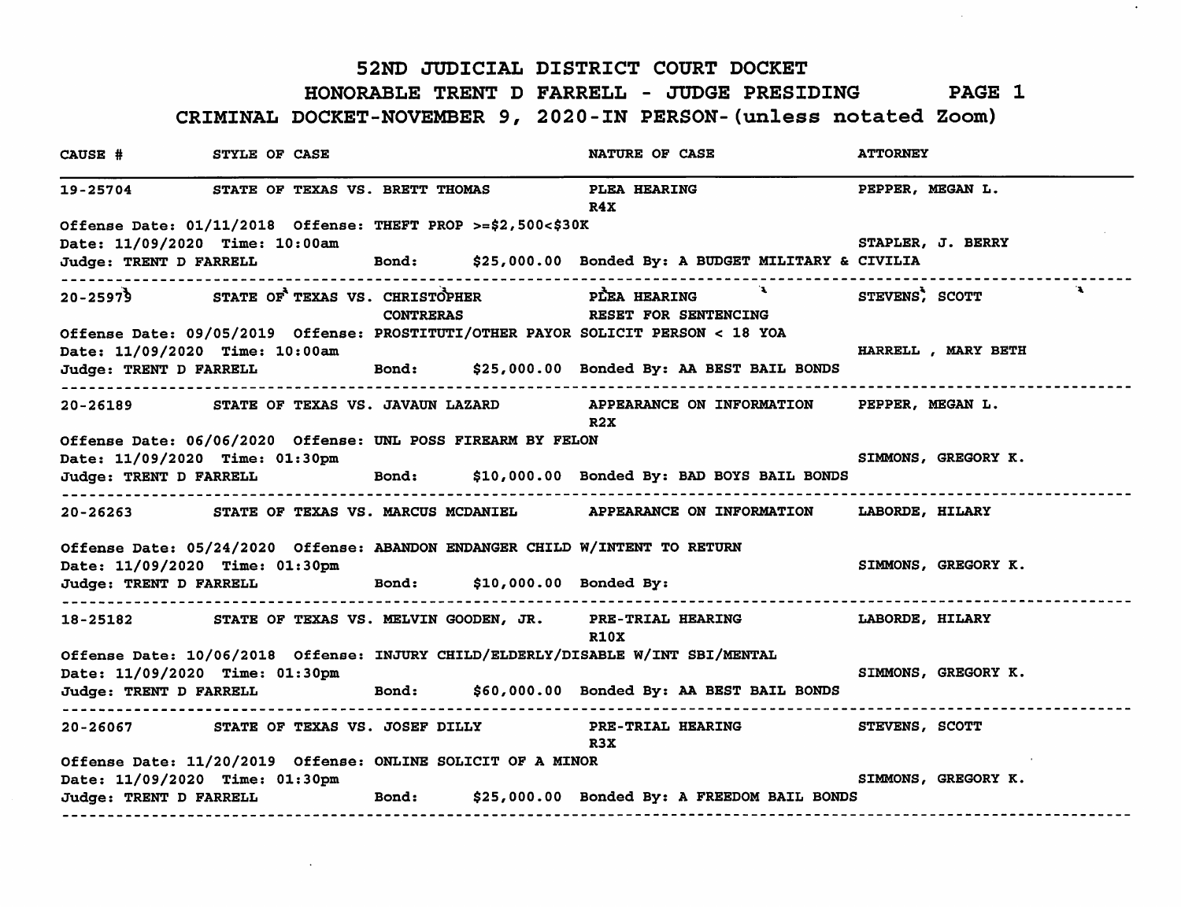# 52ND JUDICIAL DISTRICT COURT DOCKET

## HONORABLE TRENT D FARRELL - JUDGE PRESIDING

## CRIMINAL DOCKET-NOVEMBER 9, 2020-IN PERSON-(unless notated Zoom)

| CAUSE # | STYLE OF CASE | NATURE OF CASE | ATTORNEY |
|---|---|---|---|
| 19-25704 | STATE OF TEXAS VS. BRETT THOMAS | PLEA HEARING R4X | PEPPER, MEGAN L. |
| | Offense Date: 01/11/2018 Offense: THEFT PROP >=$2,500<$30K | | |
| | Date: 11/09/2020 Time: 10:00am | | STAPLER, J. BERRY |
| | Judge: TRENT D FARRELL Bond: $25,000.00 Bonded By: A BUDGET MILITARY & CIVILIA | | |
| 20-25979 | STATE OF TEXAS VS. CHRISTOPHER CONTRERAS | PLEA HEARING RESET FOR SENTENCING | STEVENS, SCOTT |
| | Offense Date: 09/05/2019 Offense: PROSTITUTI/OTHER PAYOR SOLICIT PERSON < 18 YOA | | |
| | Date: 11/09/2020 Time: 10:00am | | HARRELL , MARY BETH |
| | Judge: TRENT D FARRELL Bond: $25,000.00 Bonded By: AA BEST BAIL BONDS | | |
| 20-26189 | STATE OF TEXAS VS. JAVAUN LAZARD | APPEARANCE ON INFORMATION R2X | PEPPER, MEGAN L. |
| | Offense Date: 06/06/2020 Offense: UNL POSS FIREARM BY FELON | | |
| | Date: 11/09/2020 Time: 01:30pm | | SIMMONS, GREGORY K. |
| | Judge: TRENT D FARRELL Bond: $10,000.00 Bonded By: BAD BOYS BAIL BONDS | | |
| 20-26263 | STATE OF TEXAS VS. MARCUS MCDANIEL | APPEARANCE ON INFORMATION | LABORDE, HILARY |
| | Offense Date: 05/24/2020 Offense: ABANDON ENDANGER CHILD W/INTENT TO RETURN | | |
| | Date: 11/09/2020 Time: 01:30pm | | SIMMONS, GREGORY K. |
| | Judge: TRENT D FARRELL Bond: $10,000.00 Bonded By: | | |
| 18-25182 | STATE OF TEXAS VS. MELVIN GOODEN, JR. | PRE-TRIAL HEARING R10X | LABORDE, HILARY |
| | Offense Date: 10/06/2018 Offense: INJURY CHILD/ELDERLY/DISABLE W/INT SBI/MENTAL | | |
| | Date: 11/09/2020 Time: 01:30pm | | SIMMONS, GREGORY K. |
| | Judge: TRENT D FARRELL Bond: $60,000.00 Bonded By: AA BEST BAIL BONDS | | |
| 20-26067 | STATE OF TEXAS VS. JOSEF DILLY | PRE-TRIAL HEARING R3X | STEVENS, SCOTT |
| | Offense Date: 11/20/2019 Offense: ONLINE SOLICIT OF A MINOR | | |
| | Date: 11/09/2020 Time: 01:30pm | | SIMMONS, GREGORY K. |
| | Judge: TRENT D FARRELL Bond: $25,000.00 Bonded By: A FREEDOM BAIL BONDS | | |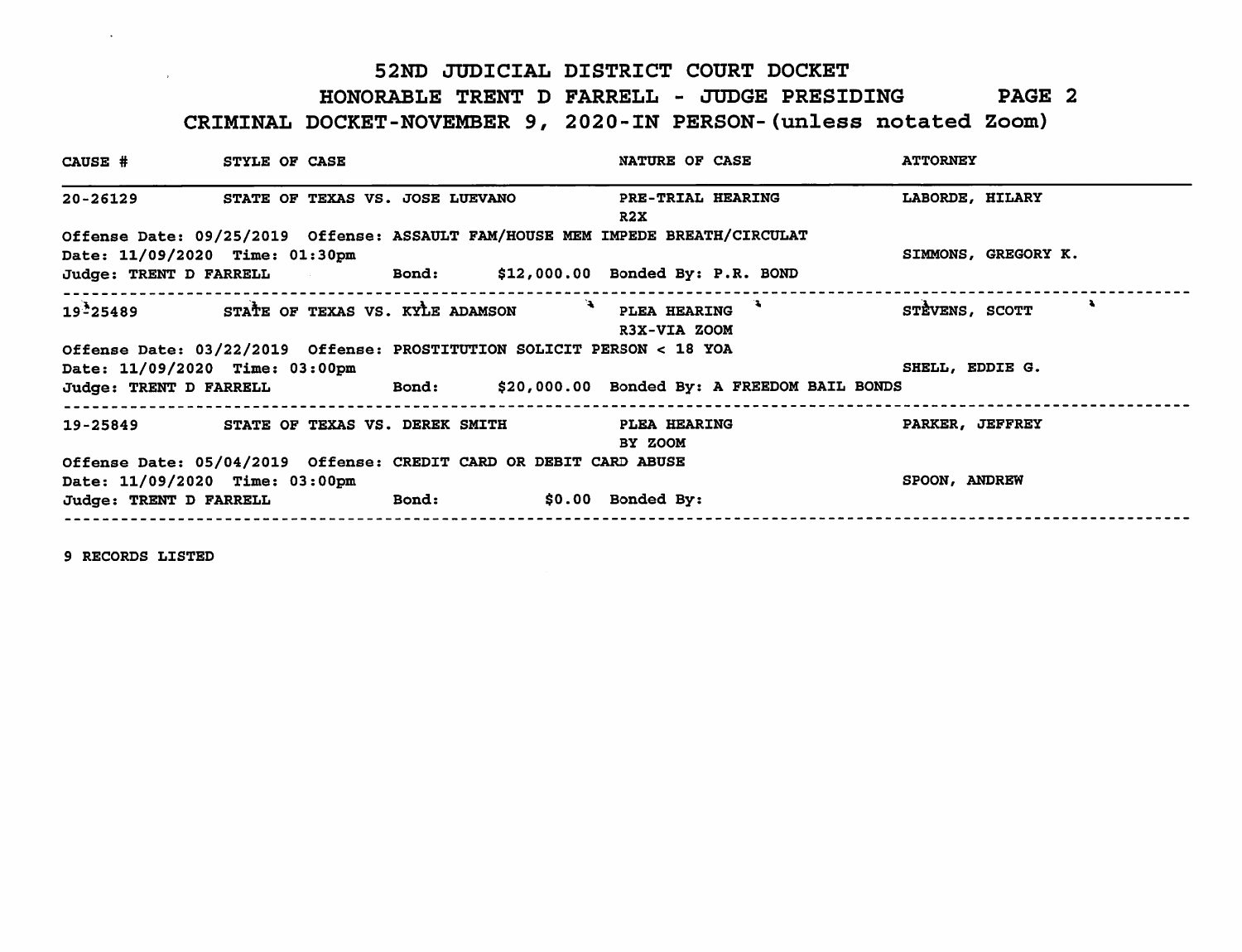# 52ND JUDICIAL DISTRICT COURT DOCKET

## HONORABLE TRENT D FARRELL - JUDGE PRESIDING

## CRIMINAL DOCKET-NOVEMBER 9, 2020-IN PERSON-(unless notated Zoom)

| CAUSE # | STYLE OF CASE | NATURE OF CASE | ATTORNEY |
|---|---|---|---|
| 20-26129 | STATE OF TEXAS VS. JOSE LUEVANO | PRE-TRIAL HEARING R2X | LABORDE, HILARY |

Offense Date: 09/25/2019 Offense: ASSAULT FAM/HOUSE MEM IMPEDE BREATH/CIRCULAT
Date: 11/09/2020 Time: 01:30pm — SIMMONS, GREGORY K.
Judge: TRENT D FARRELL Bond: $12,000.00 Bonded By: P.R. BOND

---

| CAUSE # | STYLE OF CASE | NATURE OF CASE | ATTORNEY |
|---|---|---|---|
| 19-25489 | STATE OF TEXAS VS. KYLE ADAMSON | PLEA HEARING R3X-VIA ZOOM | STEVENS, SCOTT |

Offense Date: 03/22/2019 Offense: PROSTITUTION SOLICIT PERSON < 18 YOA
Date: 11/09/2020 Time: 03:00pm — SHELL, EDDIE G.
Judge: TRENT D FARRELL Bond: $20,000.00 Bonded By: A FREEDOM BAIL BONDS

---

| CAUSE # | STYLE OF CASE | NATURE OF CASE | ATTORNEY |
|---|---|---|---|
| 19-25849 | STATE OF TEXAS VS. DEREK SMITH | PLEA HEARING BY ZOOM | PARKER, JEFFREY |

Offense Date: 05/04/2019 Offense: CREDIT CARD OR DEBIT CARD ABUSE
Date: 11/09/2020 Time: 03:00pm — SPOON, ANDREW
Judge: TRENT D FARRELL Bond: $0.00 Bonded By:

---

9 RECORDS LISTED